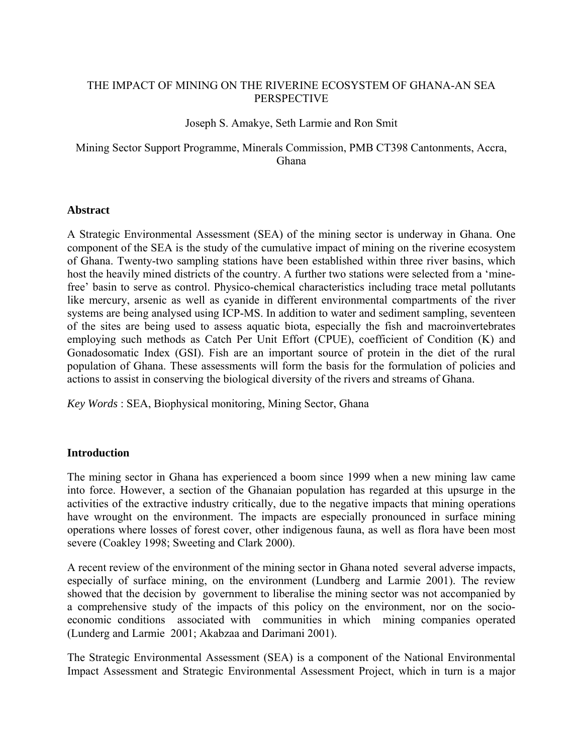# THE IMPACT OF MINING ON THE RIVERINE ECOSYSTEM OF GHANA-AN SEA PERSPECTIVE

Joseph S. Amakye, Seth Larmie and Ron Smit

Mining Sector Support Programme, Minerals Commission, PMB CT398 Cantonments, Accra, Ghana

## Abstract

A Strategic Environmental Assessment (SEA) of the mining sector is underway in Ghana. One component of the SEA is the study of the cumulative impact of mining on the riverine ecosystem of Ghana. Twenty-two sampling stations have been established within three river basins, which host the heavily mined districts of the country. A further two stations were selected from a 'mine-free' basin to serve as control. Physico-chemical characteristics including trace metal pollutants like mercury, arsenic as well as cyanide in different environmental compartments of the river systems are being analysed using ICP-MS. In addition to water and sediment sampling, seventeen of the sites are being used to assess aquatic biota, especially the fish and macroinvertebrates employing such methods as Catch Per Unit Effort (CPUE), coefficient of Condition (K) and Gonadosomatic Index (GSI). Fish are an important source of protein in the diet of the rural population of Ghana. These assessments will form the basis for the formulation of policies and actions to assist in conserving the biological diversity of the rivers and streams of Ghana.

*Key Words* : SEA, Biophysical monitoring, Mining Sector, Ghana

## Introduction

The mining sector in Ghana has experienced a boom since 1999 when a new mining law came into force. However, a section of the Ghanaian population has regarded at this upsurge in the activities of the extractive industry critically, due to the negative impacts that mining operations have wrought on the environment. The impacts are especially pronounced in surface mining operations where losses of forest cover, other indigenous fauna, as well as flora have been most severe (Coakley 1998; Sweeting and Clark 2000).

A recent review of the environment of the mining sector in Ghana noted several adverse impacts, especially of surface mining, on the environment (Lundberg and Larmie 2001). The review showed that the decision by government to liberalise the mining sector was not accompanied by a comprehensive study of the impacts of this policy on the environment, nor on the socio-economic conditions associated with communities in which mining companies operated (Lunderg and Larmie 2001; Akabzaa and Darimani 2001).

The Strategic Environmental Assessment (SEA) is a component of the National Environmental Impact Assessment and Strategic Environmental Assessment Project, which in turn is a major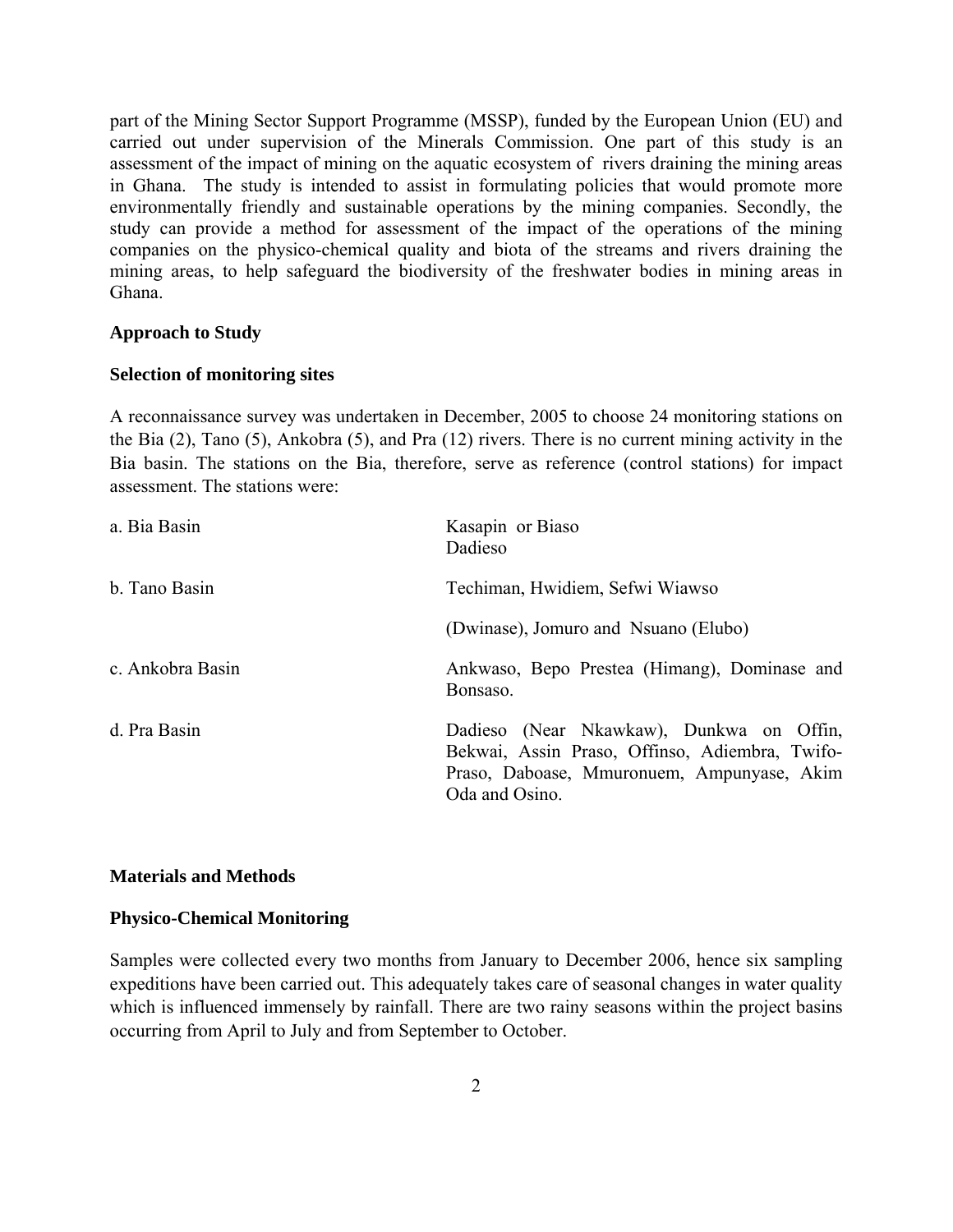part of the Mining Sector Support Programme (MSSP), funded by the European Union (EU) and carried out under supervision of the Minerals Commission. One part of this study is an assessment of the impact of mining on the aquatic ecosystem of rivers draining the mining areas in Ghana. The study is intended to assist in formulating policies that would promote more environmentally friendly and sustainable operations by the mining companies. Secondly, the study can provide a method for assessment of the impact of the operations of the mining companies on the physico-chemical quality and biota of the streams and rivers draining the mining areas, to help safeguard the biodiversity of the freshwater bodies in mining areas in Ghana.

**Approach to Study**

**Selection of monitoring sites**

A reconnaissance survey was undertaken in December, 2005 to choose 24 monitoring stations on the Bia (2), Tano (5), Ankobra (5), and Pra (12) rivers. There is no current mining activity in the Bia basin. The stations on the Bia, therefore, serve as reference (control stations) for impact assessment. The stations were:

| | |
|---|---|
| a. Bia Basin | Kasapin or Biaso<br>Dadieso |
| b. Tano Basin | Techiman, Hwidiem, Sefwi Wiawso<br>(Dwinase), Jomuro and Nsuano (Elubo) |
| c. Ankobra Basin | Ankwaso, Bepo Prestea (Himang), Dominase and Bonsaso. |
| d. Pra Basin | Dadieso (Near Nkawkaw), Dunkwa on Offin, Bekwai, Assin Praso, Offinso, Adiembra, Twifo-Praso, Daboase, Mmuronuem, Ampunyase, Akim Oda and Osino. |

**Materials and Methods**

**Physico-Chemical Monitoring**

Samples were collected every two months from January to December 2006, hence six sampling expeditions have been carried out. This adequately takes care of seasonal changes in water quality which is influenced immensely by rainfall. There are two rainy seasons within the project basins occurring from April to July and from September to October.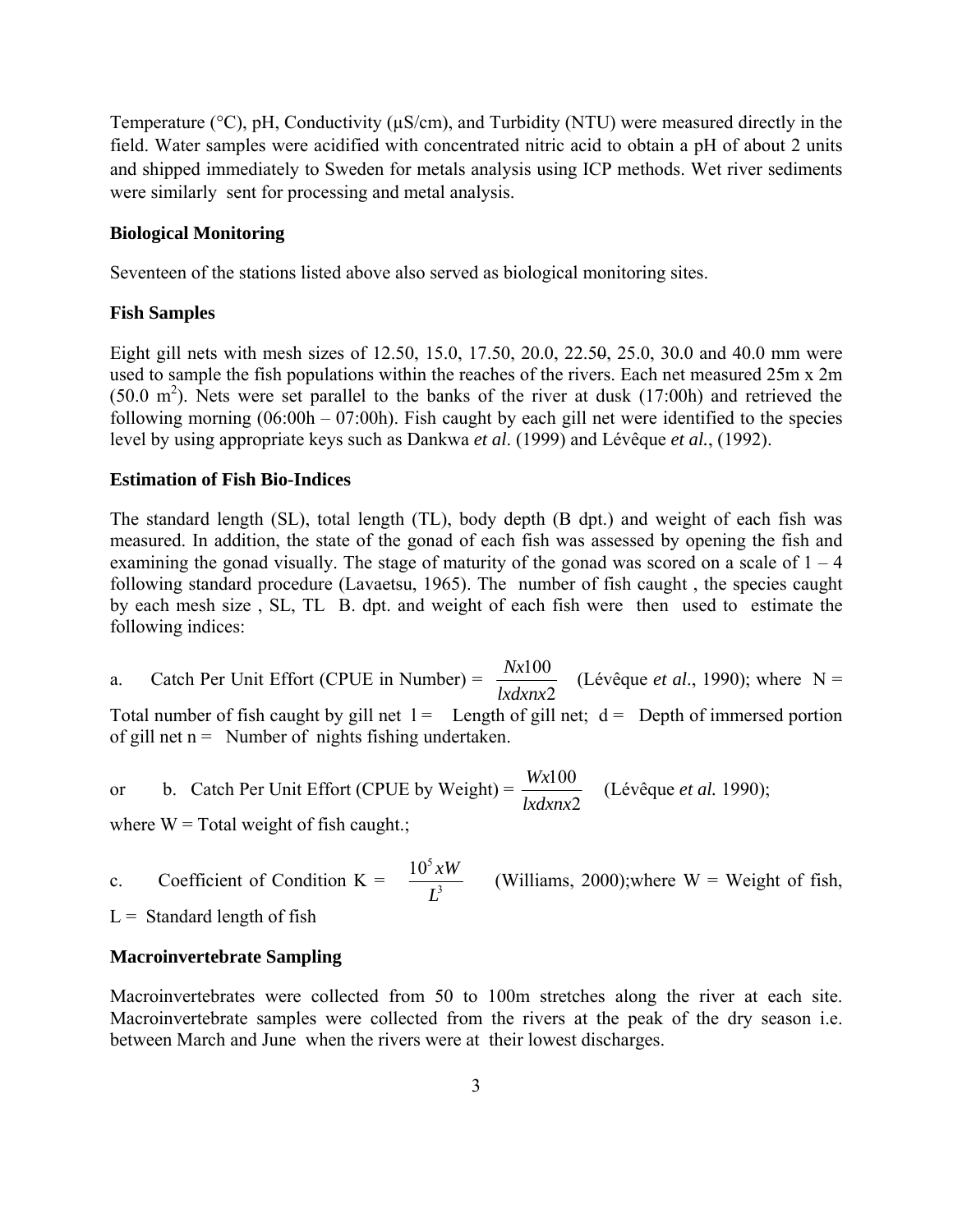Temperature (°C), pH, Conductivity (µS/cm), and Turbidity (NTU) were measured directly in the field. Water samples were acidified with concentrated nitric acid to obtain a pH of about 2 units and shipped immediately to Sweden for metals analysis using ICP methods. Wet river sediments were similarly sent for processing and metal analysis.

**Biological Monitoring**

Seventeen of the stations listed above also served as biological monitoring sites.

**Fish Samples**

Eight gill nets with mesh sizes of 12.50, 15.0, 17.50, 20.0, 22.50, 25.0, 30.0 and 40.0 mm were used to sample the fish populations within the reaches of the rivers. Each net measured 25m x 2m (50.0 $m^2$). Nets were set parallel to the banks of the river at dusk (17:00h) and retrieved the following morning (06:00h – 07:00h). Fish caught by each gill net were identified to the species level by using appropriate keys such as Dankwa *et al*. (1999) and Lévêque *et al.*, (1992).

**Estimation of Fish Bio-Indices**

The standard length (SL), total length (TL), body depth (B dpt.) and weight of each fish was measured. In addition, the state of the gonad of each fish was assessed by opening the fish and examining the gonad visually. The stage of maturity of the gonad was scored on a scale of 1 – 4 following standard procedure (Lavaetsu, 1965). The number of fish caught , the species caught by each mesh size , SL, TL B. dpt. and weight of each fish were then used to estimate the following indices:

a. Catch Per Unit Effort (CPUE in Number) = $\frac{N x 100}{l x d x n x 2}$ (Lévêque *et al*., 1990); where N = Total number of fish caught by gill net l = Length of gill net; d = Depth of immersed portion of gill net n = Number of nights fishing undertaken.

or b. Catch Per Unit Effort (CPUE by Weight) = $\frac{W x 100}{l x d x n x 2}$ (Lévêque *et al.* 1990); where W = Total weight of fish caught.;

c. Coefficient of Condition K = $\frac{10^5 x W}{L^3}$ (Williams, 2000);where W = Weight of fish, L = Standard length of fish

**Macroinvertebrate Sampling**

Macroinvertebrates were collected from 50 to 100m stretches along the river at each site. Macroinvertebrate samples were collected from the rivers at the peak of the dry season i.e. between March and June when the rivers were at their lowest discharges.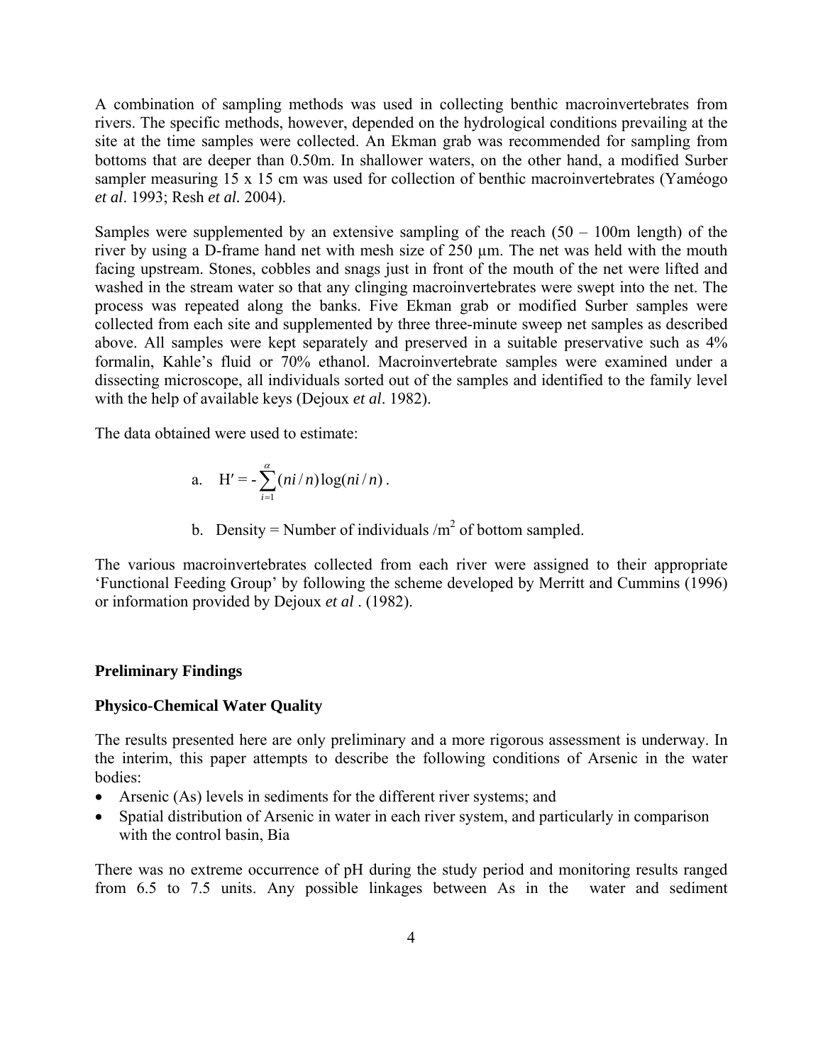A combination of sampling methods was used in collecting benthic macroinvertebrates from rivers. The specific methods, however, depended on the hydrological conditions prevailing at the site at the time samples were collected. An Ekman grab was recommended for sampling from bottoms that are deeper than 0.50m. In shallower waters, on the other hand, a modified Surber sampler measuring 15 x 15 cm was used for collection of benthic macroinvertebrates (Yaméogo *et al*. 1993; Resh *et al.* 2004).

Samples were supplemented by an extensive sampling of the reach (50 – 100m length) of the river by using a D-frame hand net with mesh size of 250 µm. The net was held with the mouth facing upstream. Stones, cobbles and snags just in front of the mouth of the net were lifted and washed in the stream water so that any clinging macroinvertebrates were swept into the net. The process was repeated along the banks. Five Ekman grab or modified Surber samples were collected from each site and supplemented by three three-minute sweep net samples as described above. All samples were kept separately and preserved in a suitable preservative such as 4% formalin, Kahle's fluid or 70% ethanol. Macroinvertebrate samples were examined under a dissecting microscope, all individuals sorted out of the samples and identified to the family level with the help of available keys (Dejoux *et al*. 1982).

The data obtained were used to estimate:

a. $H' = -\sum_{i=1}^{\alpha}(ni/n)\log(ni/n)$.

b. Density = Number of individuals /$m^2$ of bottom sampled.

The various macroinvertebrates collected from each river were assigned to their appropriate 'Functional Feeding Group' by following the scheme developed by Merritt and Cummins (1996) or information provided by Dejoux *et al* . (1982).

## Preliminary Findings

### Physico-Chemical Water Quality

The results presented here are only preliminary and a more rigorous assessment is underway. In the interim, this paper attempts to describe the following conditions of Arsenic in the water bodies:

- Arsenic (As) levels in sediments for the different river systems; and
- Spatial distribution of Arsenic in water in each river system, and particularly in comparison with the control basin, Bia

There was no extreme occurrence of pH during the study period and monitoring results ranged from 6.5 to 7.5 units. Any possible linkages between As in the water and sediment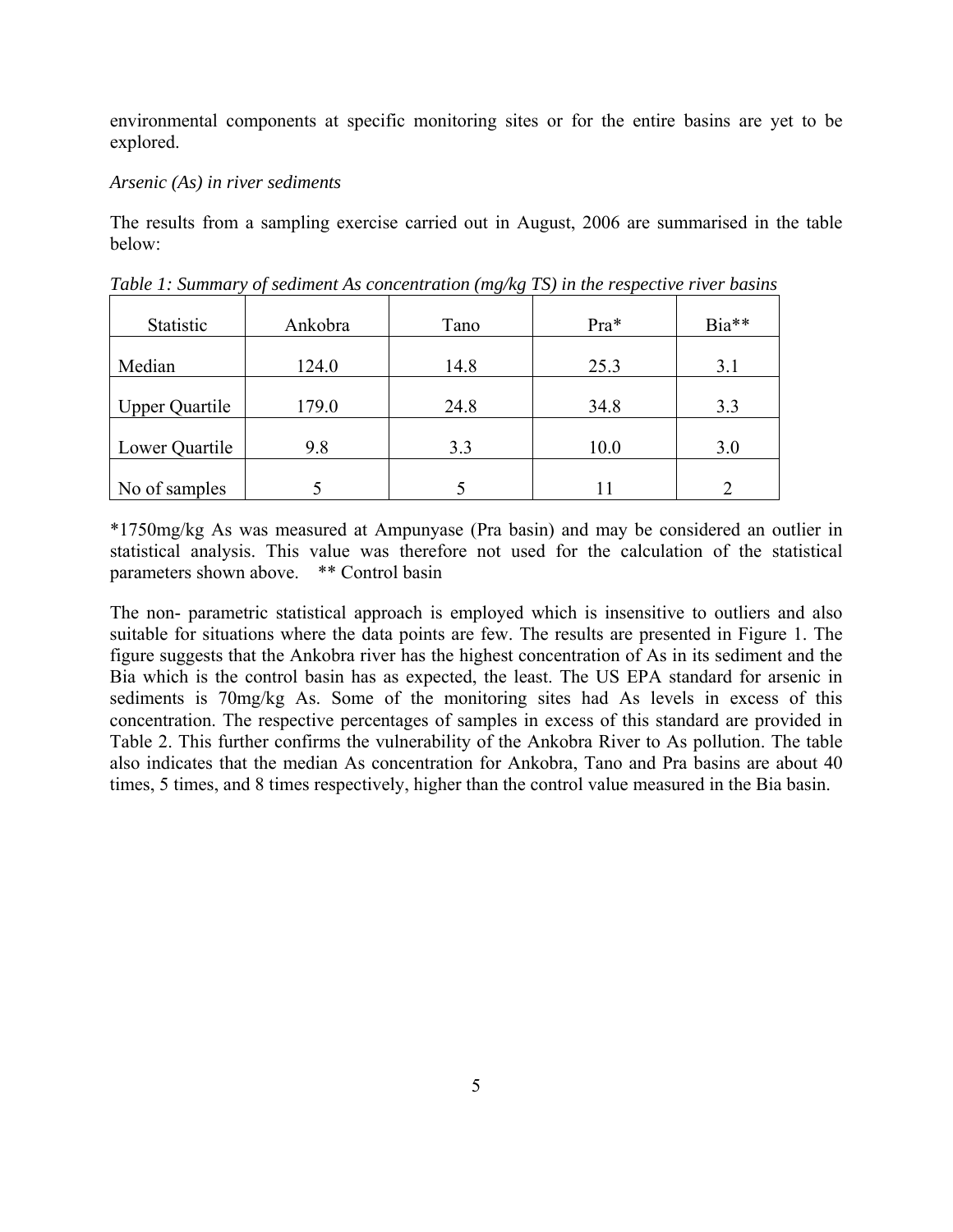environmental components at specific monitoring sites or for the entire basins are yet to be explored.

*Arsenic (As) in river sediments*

The results from a sampling exercise carried out in August, 2006 are summarised in the table below:

*Table 1: Summary of sediment As concentration (mg/kg TS) in the respective river basins*

| Statistic | Ankobra | Tano | Pra* | Bia** |
|---|---|---|---|---|
| Median | 124.0 | 14.8 | 25.3 | 3.1 |
| Upper Quartile | 179.0 | 24.8 | 34.8 | 3.3 |
| Lower Quartile | 9.8 | 3.3 | 10.0 | 3.0 |
| No of samples | 5 | 5 | 11 | 2 |

*1750mg/kg As was measured at Ampunyase (Pra basin) and may be considered an outlier in statistical analysis. This value was therefore not used for the calculation of the statistical parameters shown above. ** Control basin

The non- parametric statistical approach is employed which is insensitive to outliers and also suitable for situations where the data points are few. The results are presented in Figure 1. The figure suggests that the Ankobra river has the highest concentration of As in its sediment and the Bia which is the control basin has as expected, the least. The US EPA standard for arsenic in sediments is 70mg/kg As. Some of the monitoring sites had As levels in excess of this concentration. The respective percentages of samples in excess of this standard are provided in Table 2. This further confirms the vulnerability of the Ankobra River to As pollution. The table also indicates that the median As concentration for Ankobra, Tano and Pra basins are about 40 times, 5 times, and 8 times respectively, higher than the control value measured in the Bia basin.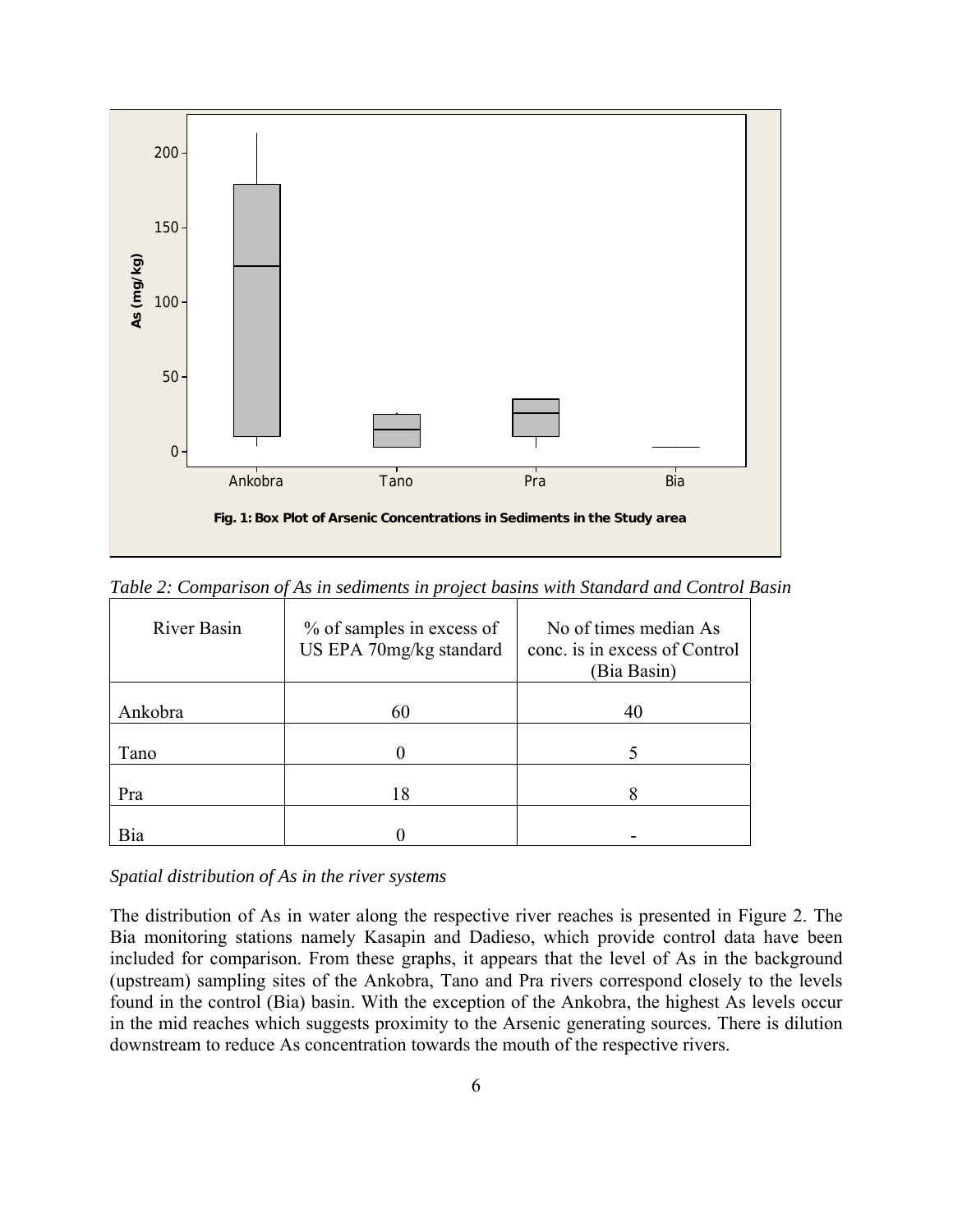**Fig. 1: Box Plot of Arsenic Concentrations in Sediments in the Study area**

*Table 2: Comparison of As in sediments in project basins with Standard and Control Basin*

| River Basin | % of samples in excess of US EPA 70mg/kg standard | No of times median As conc. is in excess of Control (Bia Basin) |
|---|---|---|
| Ankobra | 60 | 40 |
| Tano | 0 | 5 |
| Pra | 18 | 8 |
| Bia | 0 | - |

*Spatial distribution of As in the river systems*

The distribution of As in water along the respective river reaches is presented in Figure 2. The Bia monitoring stations namely Kasapin and Dadieso, which provide control data have been included for comparison. From these graphs, it appears that the level of As in the background (upstream) sampling sites of the Ankobra, Tano and Pra rivers correspond closely to the levels found in the control (Bia) basin. With the exception of the Ankobra, the highest As levels occur in the mid reaches which suggests proximity to the Arsenic generating sources. There is dilution downstream to reduce As concentration towards the mouth of the respective rivers.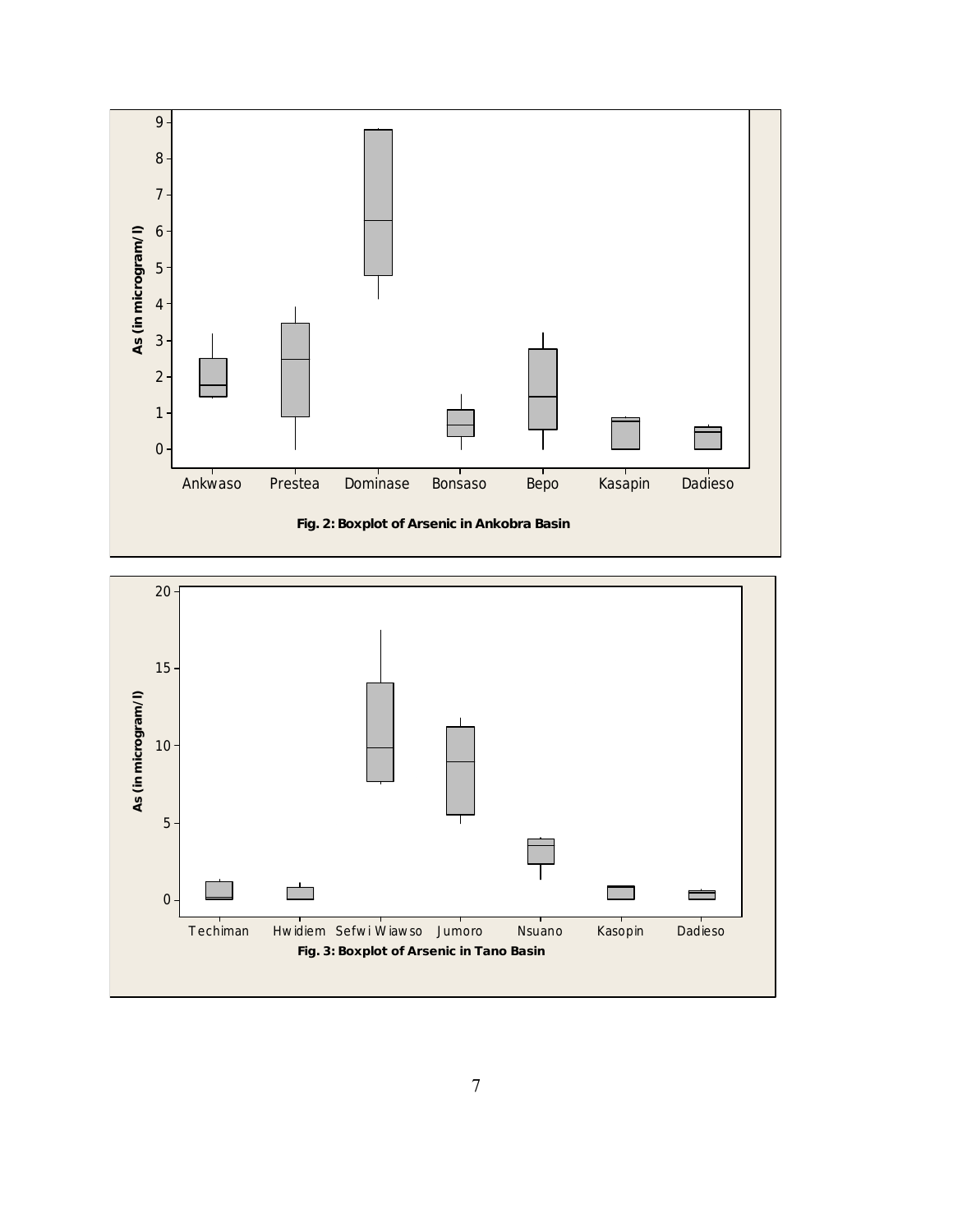Fig. 2: Boxplot of Arsenic in Ankobra Basin

Fig. 3: Boxplot of Arsenic in Tano Basin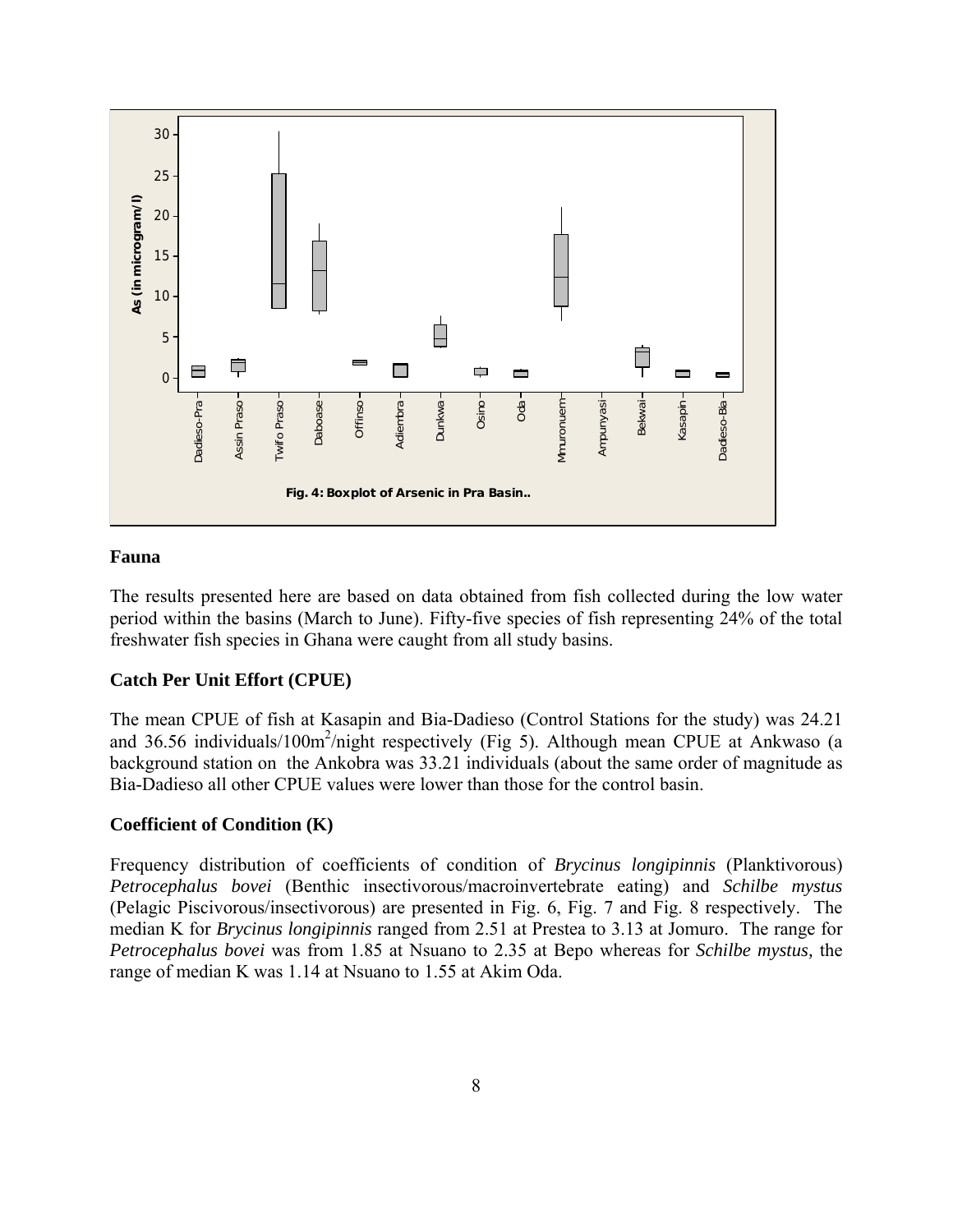Fig. 4: Boxplot of Arsenic in Pra Basin..

## Fauna

The results presented here are based on data obtained from fish collected during the low water period within the basins (March to June). Fifty-five species of fish representing 24% of the total freshwater fish species in Ghana were caught from all study basins.

## Catch Per Unit Effort (CPUE)

The mean CPUE of fish at Kasapin and Bia-Dadieso (Control Stations for the study) was 24.21 and 36.56 individuals/100m$^2$/night respectively (Fig 5). Although mean CPUE at Ankwaso (a background station on the Ankobra was 33.21 individuals (about the same order of magnitude as Bia-Dadieso all other CPUE values were lower than those for the control basin.

## Coefficient of Condition (K)

Frequency distribution of coefficients of condition of *Brycinus longipinnis* (Planktivorous) *Petrocephalus bovei* (Benthic insectivorous/macroinvertebrate eating) and *Schilbe mystus* (Pelagic Piscivorous/insectivorous) are presented in Fig. 6, Fig. 7 and Fig. 8 respectively. The median K for *Brycinus longipinnis* ranged from 2.51 at Prestea to 3.13 at Jomuro. The range for *Petrocephalus bovei* was from 1.85 at Nsuano to 2.35 at Bepo whereas for *Schilbe mystus,* the range of median K was 1.14 at Nsuano to 1.55 at Akim Oda.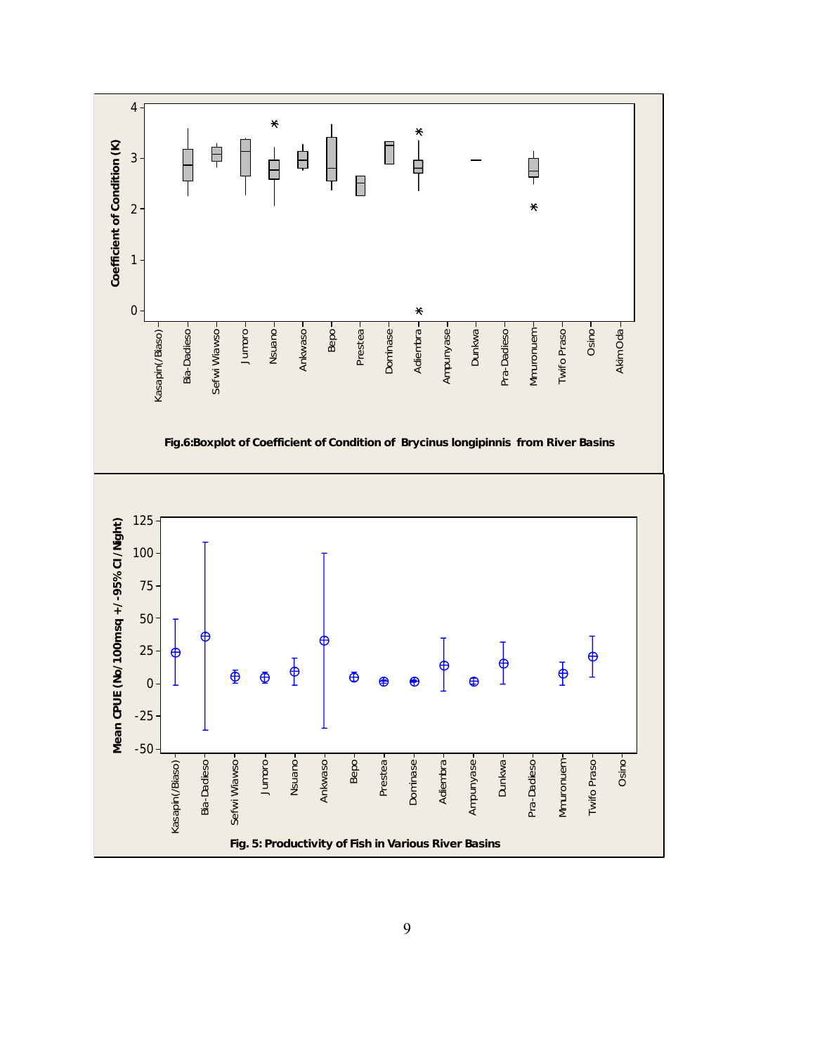Fig.6:Boxplot of Coefficient of Condition of *Brycinus longipinnis* from River Basins

Fig. 5: Productivity of Fish in Various River Basins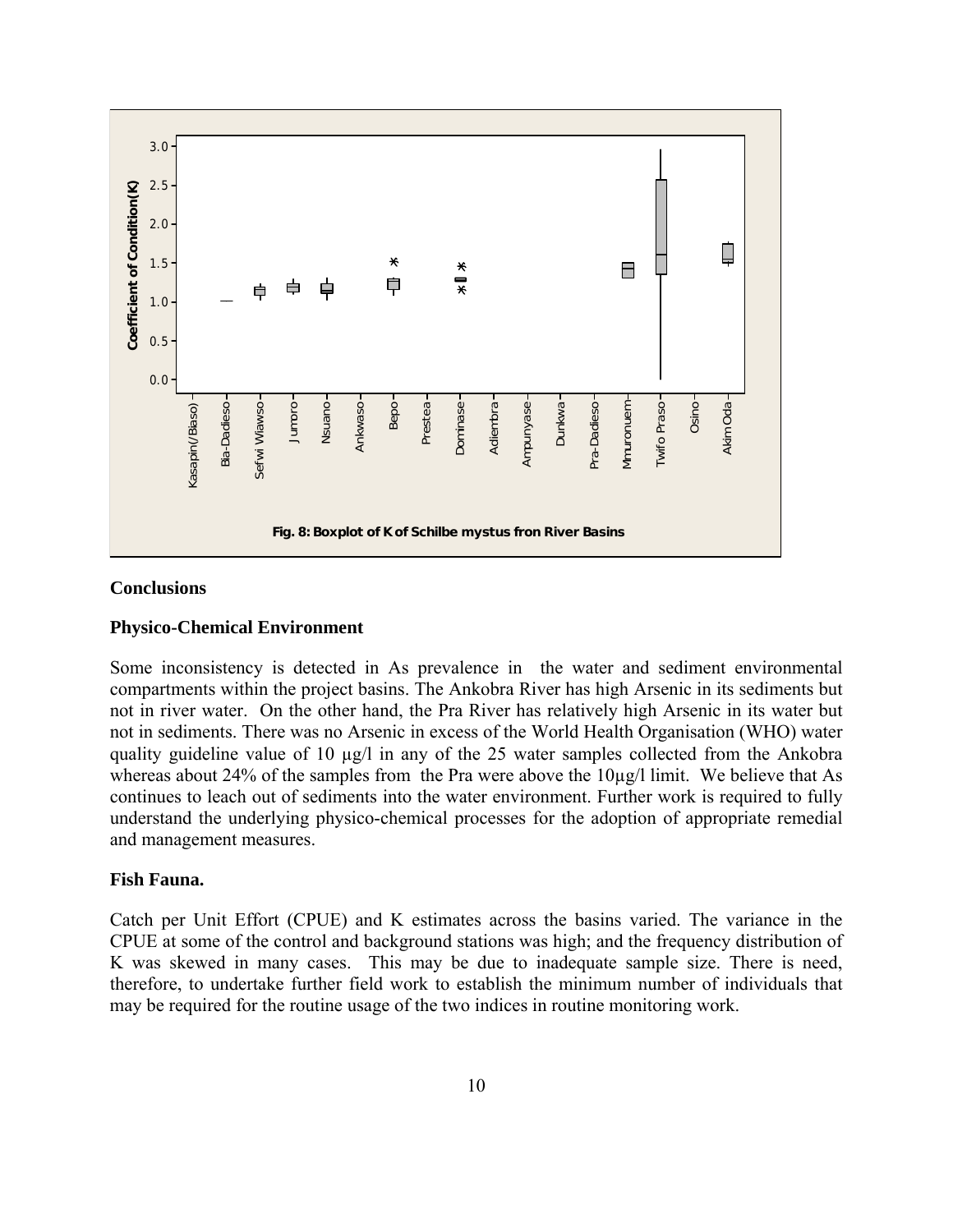Fig. 8: Boxplot of K of Schilbe mystus fron River Basins

## Conclusions

### Physico-Chemical Environment

Some inconsistency is detected in As prevalence in the water and sediment environmental compartments within the project basins. The Ankobra River has high Arsenic in its sediments but not in river water. On the other hand, the Pra River has relatively high Arsenic in its water but not in sediments. There was no Arsenic in excess of the World Health Organisation (WHO) water quality guideline value of 10 µg/l in any of the 25 water samples collected from the Ankobra whereas about 24% of the samples from the Pra were above the 10µg/l limit. We believe that As continues to leach out of sediments into the water environment. Further work is required to fully understand the underlying physico-chemical processes for the adoption of appropriate remedial and management measures.

### Fish Fauna.

Catch per Unit Effort (CPUE) and K estimates across the basins varied. The variance in the CPUE at some of the control and background stations was high; and the frequency distribution of K was skewed in many cases. This may be due to inadequate sample size. There is need, therefore, to undertake further field work to establish the minimum number of individuals that may be required for the routine usage of the two indices in routine monitoring work.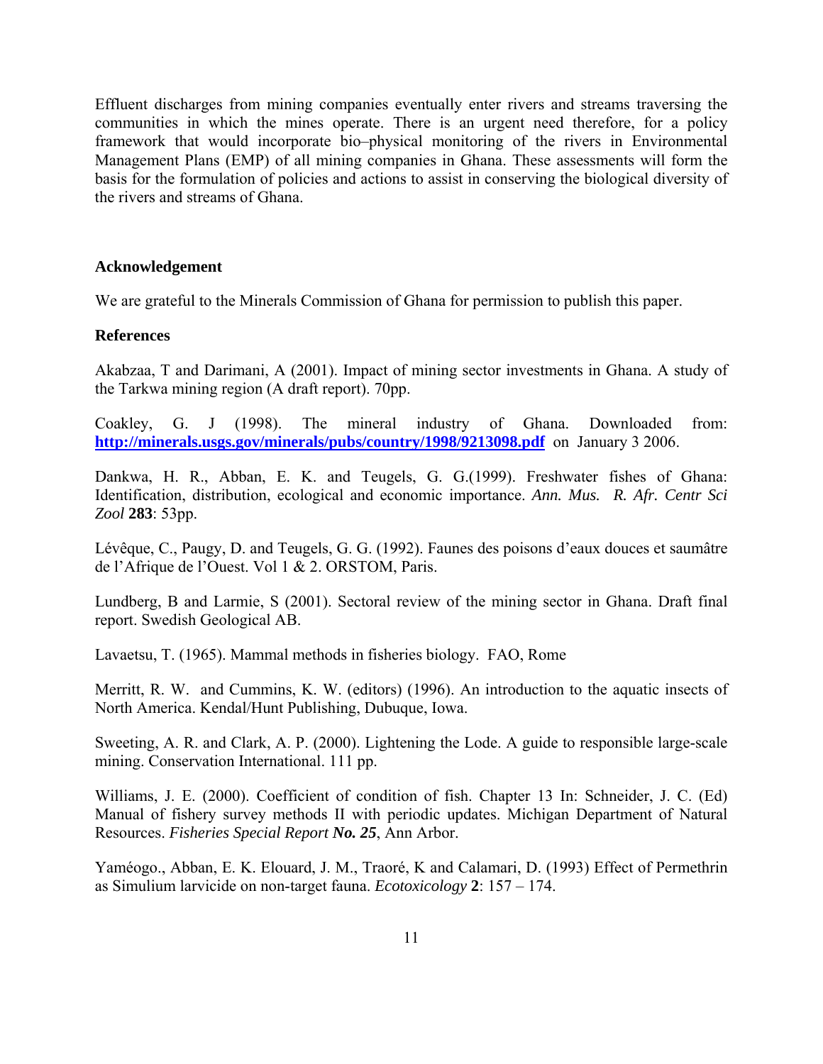Effluent discharges from mining companies eventually enter rivers and streams traversing the communities in which the mines operate. There is an urgent need therefore, for a policy framework that would incorporate bio–physical monitoring of the rivers in Environmental Management Plans (EMP) of all mining companies in Ghana. These assessments will form the basis for the formulation of policies and actions to assist in conserving the biological diversity of the rivers and streams of Ghana.

## Acknowledgement

We are grateful to the Minerals Commission of Ghana for permission to publish this paper.

## References

Akabzaa, T and Darimani, A (2001). Impact of mining sector investments in Ghana. A study of the Tarkwa mining region (A draft report). 70pp.

Coakley, G. J (1998). The mineral industry of Ghana. Downloaded from: **http://minerals.usgs.gov/minerals/pubs/country/1998/9213098.pdf** on January 3 2006.

Dankwa, H. R., Abban, E. K. and Teugels, G. G.(1999). Freshwater fishes of Ghana: Identification, distribution, ecological and economic importance. *Ann. Mus. R. Afr. Centr Sci Zool* **283**: 53pp.

Lévêque, C., Paugy, D. and Teugels, G. G. (1992). Faunes des poisons d'eaux douces et saumâtre de l'Afrique de l'Ouest. Vol 1 & 2. ORSTOM, Paris.

Lundberg, B and Larmie, S (2001). Sectoral review of the mining sector in Ghana. Draft final report. Swedish Geological AB.

Lavaetsu, T. (1965). Mammal methods in fisheries biology. FAO, Rome

Merritt, R. W. and Cummins, K. W. (editors) (1996). An introduction to the aquatic insects of North America. Kendal/Hunt Publishing, Dubuque, Iowa.

Sweeting, A. R. and Clark, A. P. (2000). Lightening the Lode. A guide to responsible large-scale mining. Conservation International. 111 pp.

Williams, J. E. (2000). Coefficient of condition of fish. Chapter 13 In: Schneider, J. C. (Ed) Manual of fishery survey methods II with periodic updates. Michigan Department of Natural Resources. *Fisheries Special Report **No. 25***, Ann Arbor.

Yaméogo., Abban, E. K. Elouard, J. M., Traoré, K and Calamari, D. (1993) Effect of Permethrin as Simulium larvicide on non-target fauna. *Ecotoxicology* **2**: 157 – 174.